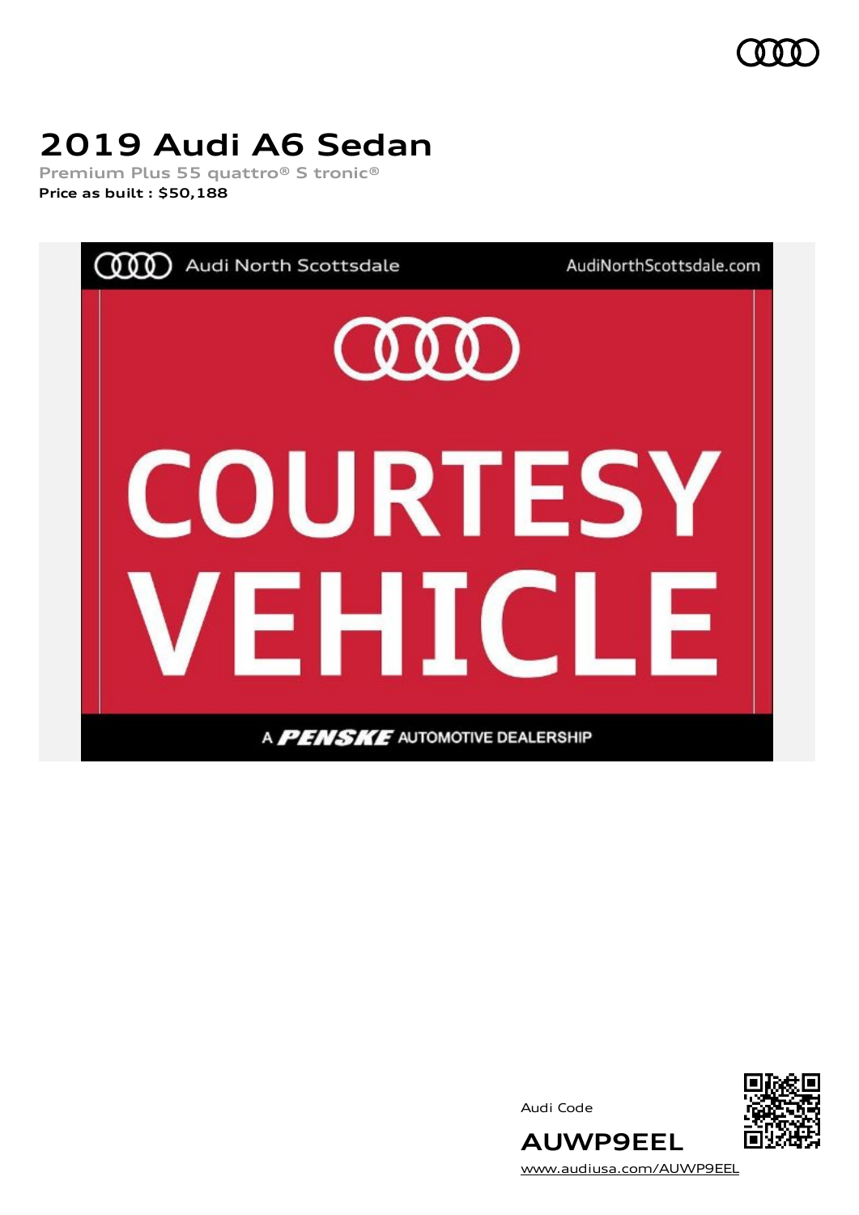# 2019 Audi A6 Sedan

Premium Plus 55 quattro® S tronic®

**Price as built : $50,188**

Audi Code

**AUWP9EEL**

www.audiusa.com/AUWP9EEL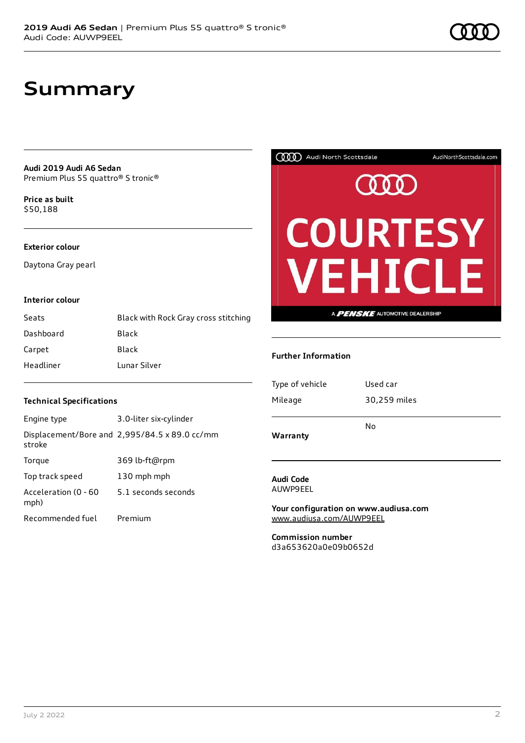# Summary

**Audi 2019 Audi A6 Sedan**
Premium Plus 55 quattro® S tronic®

**Price as built**
$50,188

### Exterior colour

Daytona Gray pearl

### Interior colour

| | |
|---|---|
| Seats | Black with Rock Gray cross stitching |
| Dashboard | Black |
| Carpet | Black |
| Headliner | Lunar Silver |

### Technical Specifications

| | |
|---|---|
| Engine type | 3.0-liter six-cylinder |
| Displacement/Bore and stroke | 2,995/84.5 x 89.0 cc/mm |
| Torque | 369 lb-ft@rpm |
| Top track speed | 130 mph mph |
| Acceleration (0 - 60 mph) | 5.1 seconds seconds |
| Recommended fuel | Premium |

### Further Information

| | |
|---|---|
| Type of vehicle | Used car |
| Mileage | 30,259 miles |
| **Warranty** | No |

**Audi Code**
AUWP9EEL

**Your configuration on www.audiusa.com**
www.audiusa.com/AUWP9EEL

**Commission number**
d3a653620a0e09b0652d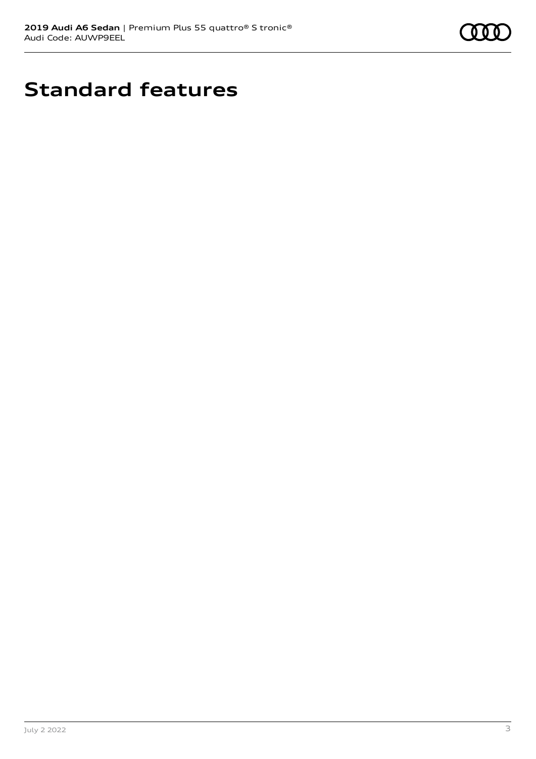# Standard features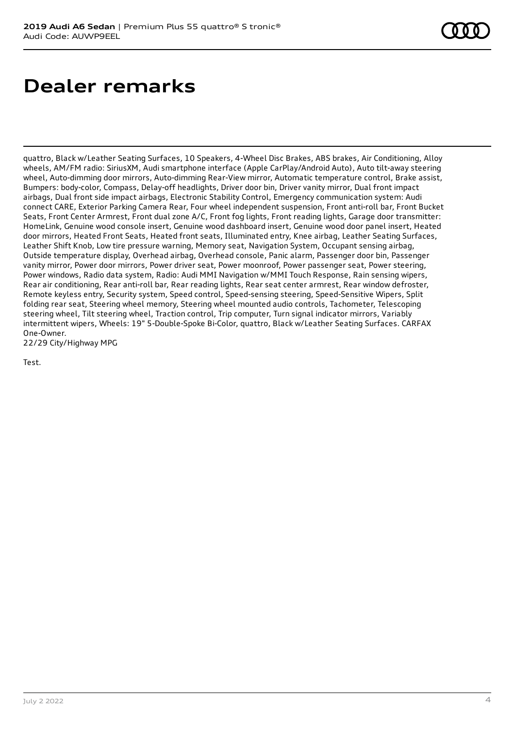# Dealer remarks

quattro, Black w/Leather Seating Surfaces, 10 Speakers, 4-Wheel Disc Brakes, ABS brakes, Air Conditioning, Alloy wheels, AM/FM radio: SiriusXM, Audi smartphone interface (Apple CarPlay/Android Auto), Auto tilt-away steering wheel, Auto-dimming door mirrors, Auto-dimming Rear-View mirror, Automatic temperature control, Brake assist, Bumpers: body-color, Compass, Delay-off headlights, Driver door bin, Driver vanity mirror, Dual front impact airbags, Dual front side impact airbags, Electronic Stability Control, Emergency communication system: Audi connect CARE, Exterior Parking Camera Rear, Four wheel independent suspension, Front anti-roll bar, Front Bucket Seats, Front Center Armrest, Front dual zone A/C, Front fog lights, Front reading lights, Garage door transmitter: HomeLink, Genuine wood console insert, Genuine wood dashboard insert, Genuine wood door panel insert, Heated door mirrors, Heated Front Seats, Heated front seats, Illuminated entry, Knee airbag, Leather Seating Surfaces, Leather Shift Knob, Low tire pressure warning, Memory seat, Navigation System, Occupant sensing airbag, Outside temperature display, Overhead airbag, Overhead console, Panic alarm, Passenger door bin, Passenger vanity mirror, Power door mirrors, Power driver seat, Power moonroof, Power passenger seat, Power steering, Power windows, Radio data system, Radio: Audi MMI Navigation w/MMI Touch Response, Rain sensing wipers, Rear air conditioning, Rear anti-roll bar, Rear reading lights, Rear seat center armrest, Rear window defroster, Remote keyless entry, Security system, Speed control, Speed-sensing steering, Speed-Sensitive Wipers, Split folding rear seat, Steering wheel memory, Steering wheel mounted audio controls, Tachometer, Telescoping steering wheel, Tilt steering wheel, Traction control, Trip computer, Turn signal indicator mirrors, Variably intermittent wipers, Wheels: 19" 5-Double-Spoke Bi-Color, quattro, Black w/Leather Seating Surfaces. CARFAX One-Owner.
22/29 City/Highway MPG

Test.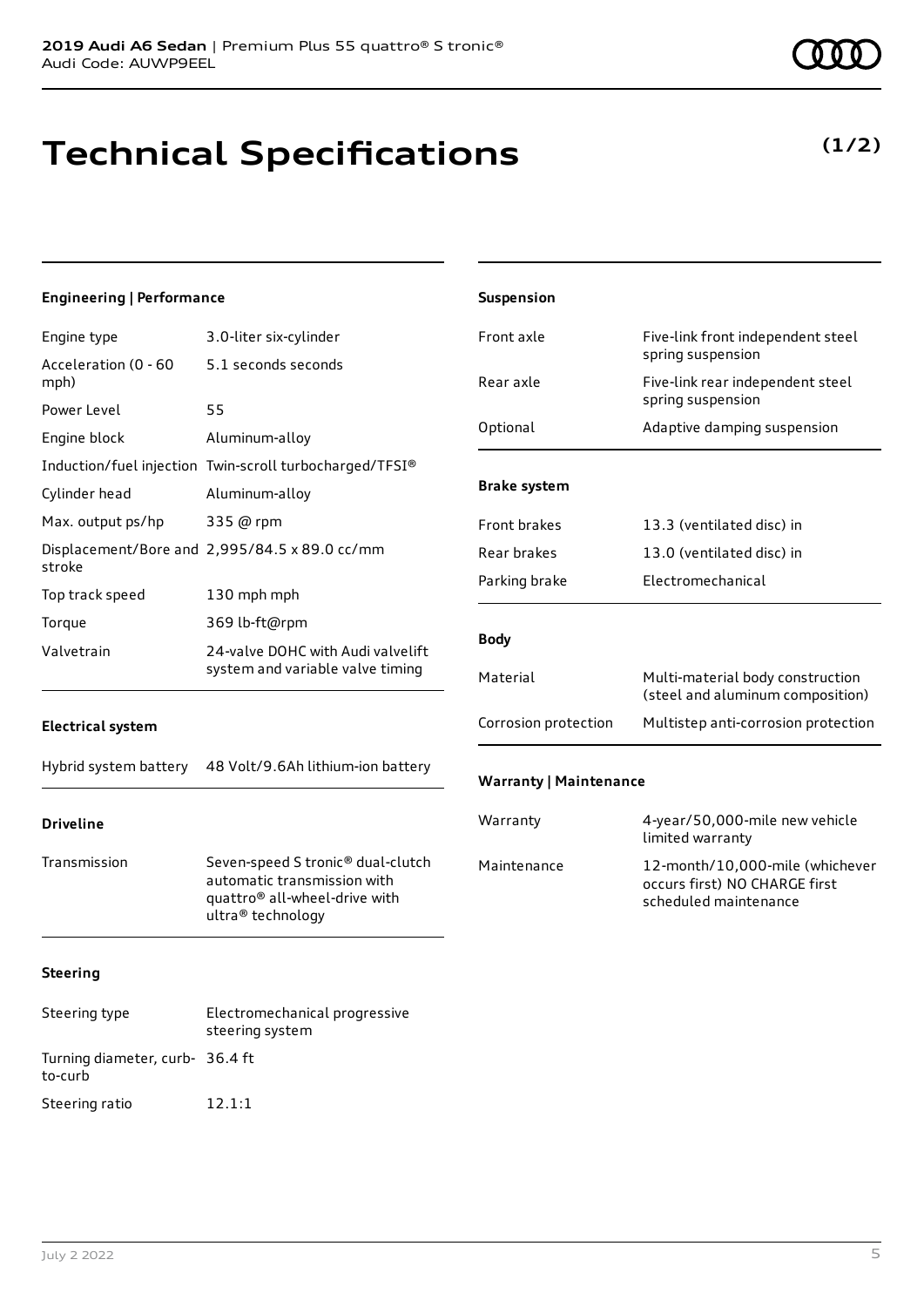# Technical Specifications

**(1/2)**

### Engineering | Performance

| | |
|---|---|
| Engine type | 3.0-liter six-cylinder |
| Acceleration (0 - 60 mph) | 5.1 seconds seconds |
| Power Level | 55 |
| Engine block | Aluminum-alloy |
| Induction/fuel injection | Twin-scroll turbocharged/TFSI® |
| Cylinder head | Aluminum-alloy |
| Max. output ps/hp | 335 @ rpm |
| Displacement/Bore and stroke | 2,995/84.5 x 89.0 cc/mm |
| Top track speed | 130 mph mph |
| Torque | 369 lb-ft@rpm |
| Valvetrain | 24-valve DOHC with Audi valvelift system and variable valve timing |

### Electrical system

| | |
|---|---|
| Hybrid system battery | 48 Volt/9.6Ah lithium-ion battery |

### Driveline

| | |
|---|---|
| Transmission | Seven-speed S tronic® dual-clutch automatic transmission with quattro® all-wheel-drive with ultra® technology |

### Steering

| | |
|---|---|
| Steering type | Electromechanical progressive steering system |
| Turning diameter, curb-to-curb | 36.4 ft |
| Steering ratio | 12.1:1 |

### Suspension

| | |
|---|---|
| Front axle | Five-link front independent steel spring suspension |
| Rear axle | Five-link rear independent steel spring suspension |
| Optional | Adaptive damping suspension |

### Brake system

| | |
|---|---|
| Front brakes | 13.3 (ventilated disc) in |
| Rear brakes | 13.0 (ventilated disc) in |
| Parking brake | Electromechanical |

### Body

| | |
|---|---|
| Material | Multi-material body construction (steel and aluminum composition) |
| Corrosion protection | Multistep anti-corrosion protection |

### Warranty | Maintenance

| | |
|---|---|
| Warranty | 4-year/50,000-mile new vehicle limited warranty |
| Maintenance | 12-month/10,000-mile (whichever occurs first) NO CHARGE first scheduled maintenance |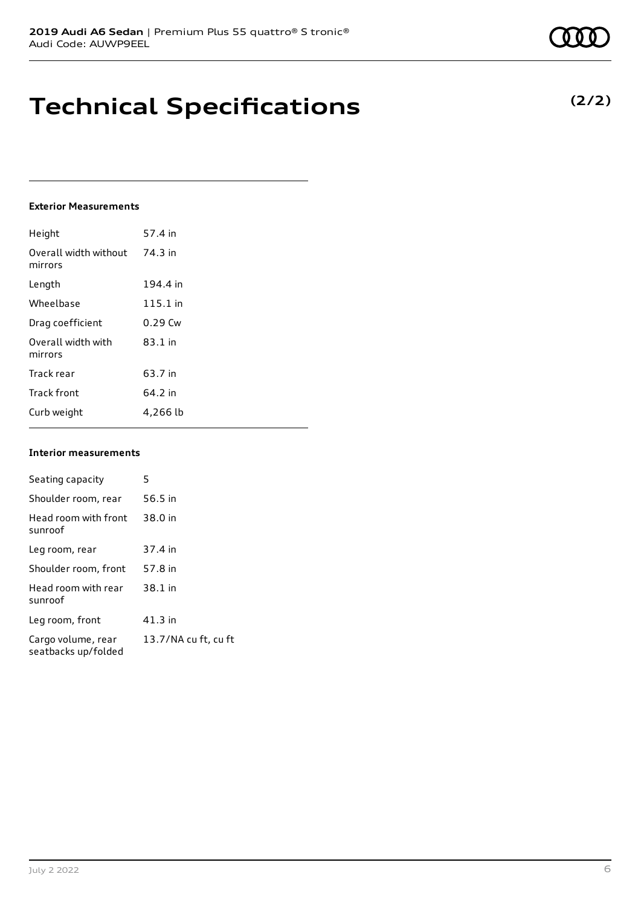# Technical Specifications

**(2/2)**

#### Exterior Measurements

| | |
|---|---|
| Height | 57.4 in |
| Overall width without mirrors | 74.3 in |
| Length | 194.4 in |
| Wheelbase | 115.1 in |
| Drag coefficient | 0.29 Cw |
| Overall width with mirrors | 83.1 in |
| Track rear | 63.7 in |
| Track front | 64.2 in |
| Curb weight | 4,266 lb |

#### Interior measurements

| | |
|---|---|
| Seating capacity | 5 |
| Shoulder room, rear | 56.5 in |
| Head room with front sunroof | 38.0 in |
| Leg room, rear | 37.4 in |
| Shoulder room, front | 57.8 in |
| Head room with rear sunroof | 38.1 in |
| Leg room, front | 41.3 in |
| Cargo volume, rear seatbacks up/folded | 13.7/NA cu ft, cu ft |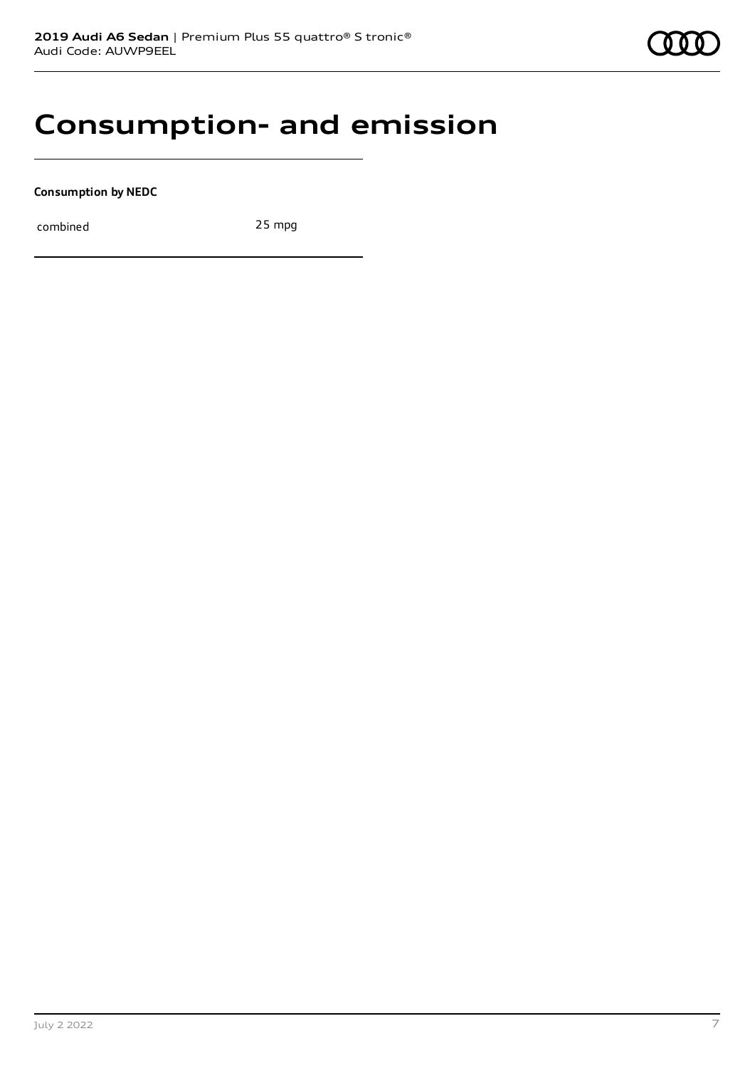# Consumption- and emission

**Consumption by NEDC**

| combined | 25 mpg |
|---|---|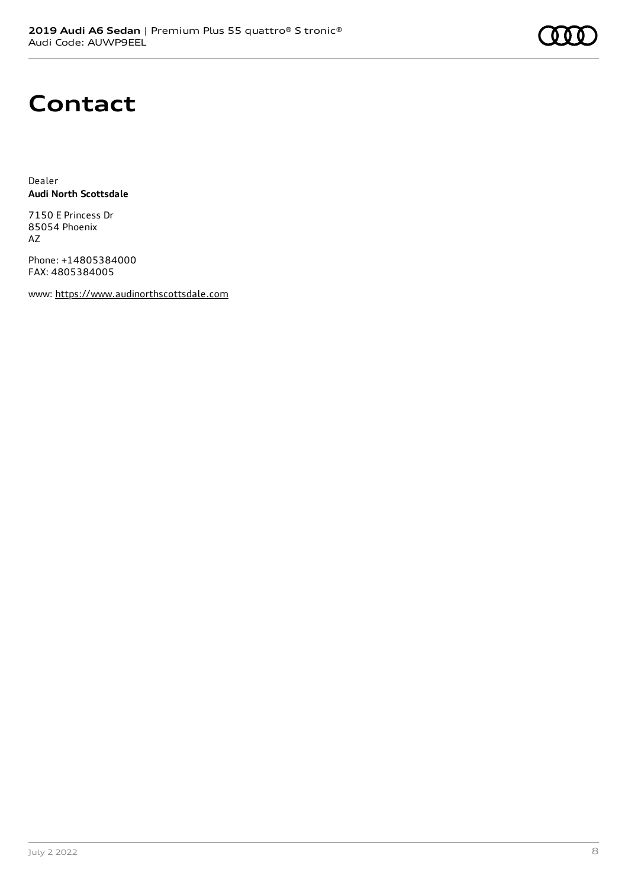# Contact

Dealer
**Audi North Scottsdale**

7150 E Princess Dr
85054 Phoenix
AZ

Phone: +14805384000
FAX: 4805384005

www: https://www.audinorthscottsdale.com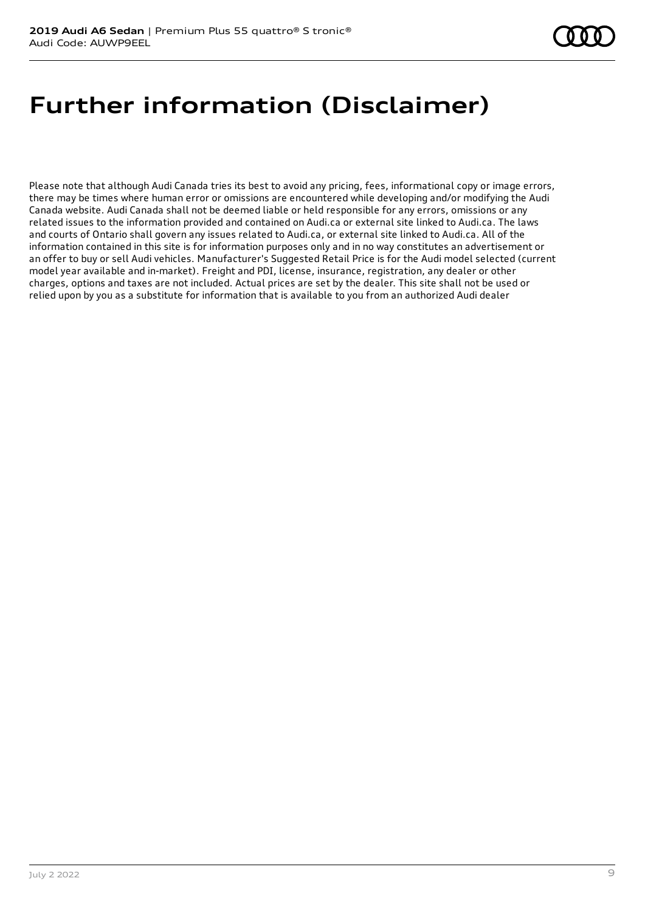# Further information (Disclaimer)

Please note that although Audi Canada tries its best to avoid any pricing, fees, informational copy or image errors, there may be times where human error or omissions are encountered while developing and/or modifying the Audi Canada website. Audi Canada shall not be deemed liable or held responsible for any errors, omissions or any related issues to the information provided and contained on Audi.ca or external site linked to Audi.ca. The laws and courts of Ontario shall govern any issues related to Audi.ca, or external site linked to Audi.ca. All of the information contained in this site is for information purposes only and in no way constitutes an advertisement or an offer to buy or sell Audi vehicles. Manufacturer's Suggested Retail Price is for the Audi model selected (current model year available and in-market). Freight and PDI, license, insurance, registration, any dealer or other charges, options and taxes are not included. Actual prices are set by the dealer. This site shall not be used or relied upon by you as a substitute for information that is available to you from an authorized Audi dealer